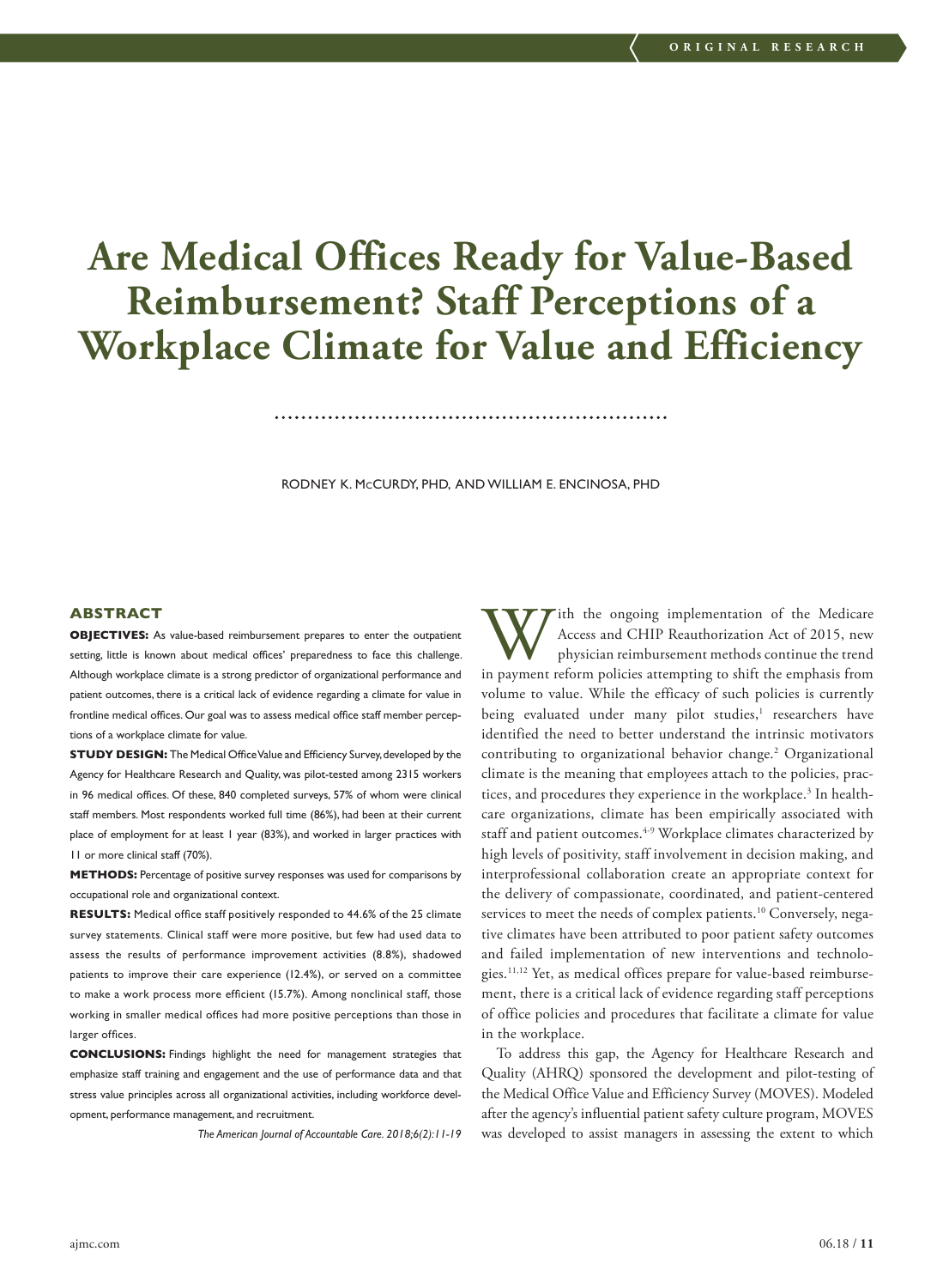# Are Medical Offices Ready for Value-Based Reimbursement? Staff Perceptions of a Workplace Climate for Value and Efficiency

RODNEY K. McCURDY, PHD, AND WILLIAM E. ENCINOSA, PHD

## ABSTRACT

**OBJECTIVES:** As value-based reimbursement prepares to enter the outpatient setting, little is known about medical offices' preparedness to face this challenge. Although workplace climate is a strong predictor of organizational performance and patient outcomes, there is a critical lack of evidence regarding a climate for value in frontline medical offices. Our goal was to assess medical office staff member perceptions of a workplace climate for value.

**STUDY DESIGN:** The Medical Office Value and Efficiency Survey, developed by the Agency for Healthcare Research and Quality, was pilot-tested among 2315 workers in 96 medical offices. Of these, 840 completed surveys, 57% of whom were clinical staff members. Most respondents worked full time (86%), had been at their current place of employment for at least 1 year (83%), and worked in larger practices with 11 or more clinical staff (70%).

**METHODS:** Percentage of positive survey responses was used for comparisons by occupational role and organizational context.

**RESULTS:** Medical office staff positively responded to 44.6% of the 25 climate survey statements. Clinical staff were more positive, but few had used data to assess the results of performance improvement activities (8.8%), shadowed patients to improve their care experience (12.4%), or served on a committee to make a work process more efficient (15.7%). Among nonclinical staff, those working in smaller medical offices had more positive perceptions than those in larger offices.

**CONCLUSIONS:** Findings highlight the need for management strategies that emphasize staff training and engagement and the use of performance data and that stress value principles across all organizational activities, including workforce development, performance management, and recruitment.

*The American Journal of Accountable Care. 2018;6(2):11-19*

With the ongoing implementation of the Medicare Access and CHIP Reauthorization Act of 2015, new physician reimbursement methods continue the trend in payment reform policies attempting to shift the emphasis from volume to value. While the efficacy of such policies is currently being evaluated under many pilot studies,[1] researchers have identified the need to better understand the intrinsic motivators contributing to organizational behavior change.[2] Organizational climate is the meaning that employees attach to the policies, practices, and procedures they experience in the workplace.[3] In healthcare organizations, climate has been empirically associated with staff and patient outcomes.[4-9] Workplace climates characterized by high levels of positivity, staff involvement in decision making, and interprofessional collaboration create an appropriate context for the delivery of compassionate, coordinated, and patient-centered services to meet the needs of complex patients.[10] Conversely, negative climates have been attributed to poor patient safety outcomes and failed implementation of new interventions and technologies.[11,12] Yet, as medical offices prepare for value-based reimbursement, there is a critical lack of evidence regarding staff perceptions of office policies and procedures that facilitate a climate for value in the workplace.

To address this gap, the Agency for Healthcare Research and Quality (AHRQ) sponsored the development and pilot-testing of the Medical Office Value and Efficiency Survey (MOVES). Modeled after the agency's influential patient safety culture program, MOVES was developed to assist managers in assessing the extent to which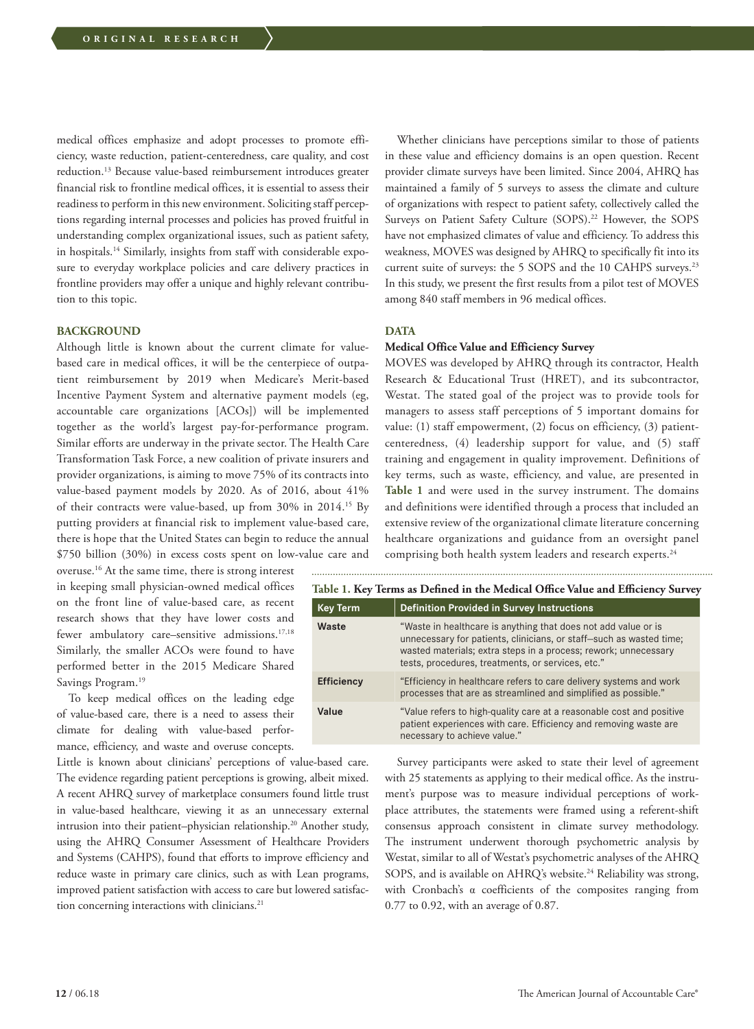medical offices emphasize and adopt processes to promote efficiency, waste reduction, patient-centeredness, care quality, and cost reduction.[13] Because value-based reimbursement introduces greater financial risk to frontline medical offices, it is essential to assess their readiness to perform in this new environment. Soliciting staff perceptions regarding internal processes and policies has proved fruitful in understanding complex organizational issues, such as patient safety, in hospitals.[14] Similarly, insights from staff with considerable exposure to everyday workplace policies and care delivery practices in frontline providers may offer a unique and highly relevant contribution to this topic.

## BACKGROUND

Although little is known about the current climate for value-based care in medical offices, it will be the centerpiece of outpatient reimbursement by 2019 when Medicare's Merit-based Incentive Payment System and alternative payment models (eg, accountable care organizations [ACOs]) will be implemented together as the world's largest pay-for-performance program. Similar efforts are underway in the private sector. The Health Care Transformation Task Force, a new coalition of private insurers and provider organizations, is aiming to move 75% of its contracts into value-based payment models by 2020. As of 2016, about 41% of their contracts were value-based, up from 30% in 2014.[15] By putting providers at financial risk to implement value-based care, there is hope that the United States can begin to reduce the annual $750 billion (30%) in excess costs spent on low-value care and overuse.[16] At the same time, there is strong interest in keeping small physician-owned medical offices on the front line of value-based care, as recent research shows that they have lower costs and fewer ambulatory care–sensitive admissions.[17,18] Similarly, the smaller ACOs were found to have performed better in the 2015 Medicare Shared Savings Program.[19]

To keep medical offices on the leading edge of value-based care, there is a need to assess their climate for dealing with value-based performance, efficiency, and waste and overuse concepts. Little is known about clinicians' perceptions of value-based care. The evidence regarding patient perceptions is growing, albeit mixed. A recent AHRQ survey of marketplace consumers found little trust in value-based healthcare, viewing it as an unnecessary external intrusion into their patient–physician relationship.[20] Another study, using the AHRQ Consumer Assessment of Healthcare Providers and Systems (CAHPS), found that efforts to improve efficiency and reduce waste in primary care clinics, such as with Lean programs, improved patient satisfaction with access to care but lowered satisfaction concerning interactions with clinicians.[21]

Whether clinicians have perceptions similar to those of patients in these value and efficiency domains is an open question. Recent provider climate surveys have been limited. Since 2004, AHRQ has maintained a family of 5 surveys to assess the climate and culture of organizations with respect to patient safety, collectively called the Surveys on Patient Safety Culture (SOPS).[22] However, the SOPS have not emphasized climates of value and efficiency. To address this weakness, MOVES was designed by AHRQ to specifically fit into its current suite of surveys: the 5 SOPS and the 10 CAHPS surveys.[23] In this study, we present the first results from a pilot test of MOVES among 840 staff members in 96 medical offices.

## DATA

### Medical Office Value and Efficiency Survey

MOVES was developed by AHRQ through its contractor, Health Research & Educational Trust (HRET), and its subcontractor, Westat. The stated goal of the project was to provide tools for managers to assess staff perceptions of 5 important domains for value: (1) staff empowerment, (2) focus on efficiency, (3) patient-centeredness, (4) leadership support for value, and (5) staff training and engagement in quality improvement. Definitions of key terms, such as waste, efficiency, and value, are presented in **Table 1** and were used in the survey instrument. The domains and definitions were identified through a process that included an extensive review of the organizational climate literature concerning healthcare organizations and guidance from an oversight panel comprising both health system leaders and research experts.[24]

**Table 1. Key Terms as Defined in the Medical Office Value and Efficiency Survey**

| Key Term | Definition Provided in Survey Instructions |
|---|---|
| **Waste** | "Waste in healthcare is anything that does not add value or is unnecessary for patients, clinicians, or staff—such as wasted time; wasted materials; extra steps in a process; rework; unnecessary tests, procedures, treatments, or services, etc." |
| **Efficiency** | "Efficiency in healthcare refers to care delivery systems and work processes that are as streamlined and simplified as possible." |
| **Value** | "Value refers to high-quality care at a reasonable cost and positive patient experiences with care. Efficiency and removing waste are necessary to achieve value." |

Survey participants were asked to state their level of agreement with 25 statements as applying to their medical office. As the instrument's purpose was to measure individual perceptions of workplace attributes, the statements were framed using a referent-shift consensus approach consistent in climate survey methodology. The instrument underwent thorough psychometric analysis by Westat, similar to all of Westat's psychometric analyses of the AHRQ SOPS, and is available on AHRQ's website.[24] Reliability was strong, with Cronbach's $\alpha$ coefficients of the composites ranging from 0.77 to 0.92, with an average of 0.87.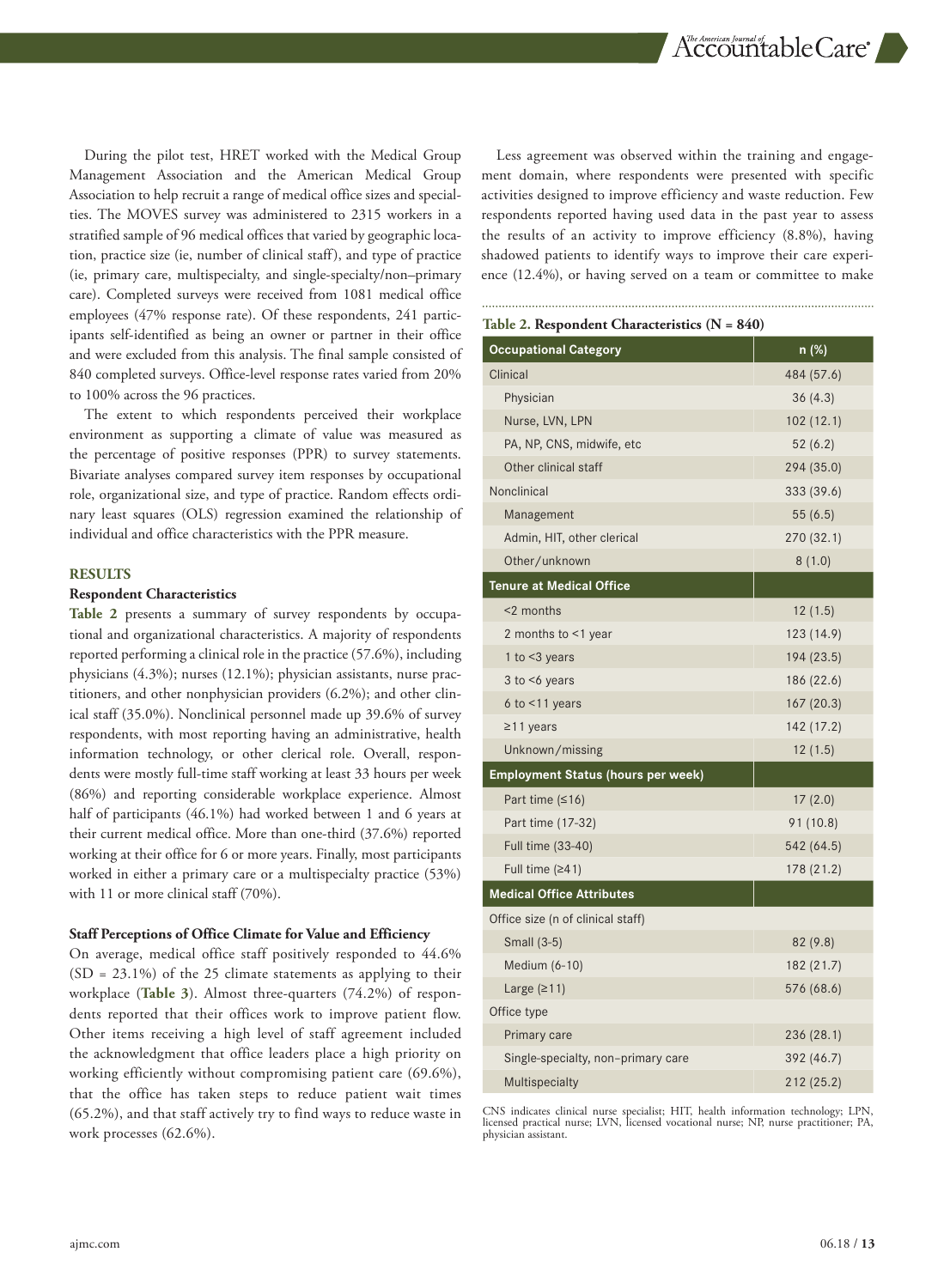During the pilot test, HRET worked with the Medical Group Management Association and the American Medical Group Association to help recruit a range of medical office sizes and specialties. The MOVES survey was administered to 2315 workers in a stratified sample of 96 medical offices that varied by geographic location, practice size (ie, number of clinical staff), and type of practice (ie, primary care, multispecialty, and single-specialty/non–primary care). Completed surveys were received from 1081 medical office employees (47% response rate). Of these respondents, 241 participants self-identified as being an owner or partner in their office and were excluded from this analysis. The final sample consisted of 840 completed surveys. Office-level response rates varied from 20% to 100% across the 96 practices.

The extent to which respondents perceived their workplace environment as supporting a climate of value was measured as the percentage of positive responses (PPR) to survey statements. Bivariate analyses compared survey item responses by occupational role, organizational size, and type of practice. Random effects ordinary least squares (OLS) regression examined the relationship of individual and office characteristics with the PPR measure.

## RESULTS

### Respondent Characteristics

**Table 2** presents a summary of survey respondents by occupational and organizational characteristics. A majority of respondents reported performing a clinical role in the practice (57.6%), including physicians (4.3%); nurses (12.1%); physician assistants, nurse practitioners, and other nonphysician providers (6.2%); and other clinical staff (35.0%). Nonclinical personnel made up 39.6% of survey respondents, with most reporting having an administrative, health information technology, or other clerical role. Overall, respondents were mostly full-time staff working at least 33 hours per week (86%) and reporting considerable workplace experience. Almost half of participants (46.1%) had worked between 1 and 6 years at their current medical office. More than one-third (37.6%) reported working at their office for 6 or more years. Finally, most participants worked in either a primary care or a multispecialty practice (53%) with 11 or more clinical staff (70%).

### Staff Perceptions of Office Climate for Value and Efficiency

On average, medical office staff positively responded to 44.6% (SD = 23.1%) of the 25 climate statements as applying to their workplace (**Table 3**). Almost three-quarters (74.2%) of respondents reported that their offices work to improve patient flow. Other items receiving a high level of staff agreement included the acknowledgment that office leaders place a high priority on working efficiently without compromising patient care (69.6%), that the office has taken steps to reduce patient wait times (65.2%), and that staff actively try to find ways to reduce waste in work processes (62.6%).

Less agreement was observed within the training and engagement domain, where respondents were presented with specific activities designed to improve efficiency and waste reduction. Few respondents reported having used data in the past year to assess the results of an activity to improve efficiency (8.8%), having shadowed patients to identify ways to improve their care experience (12.4%), or having served on a team or committee to make

**Table 2. Respondent Characteristics (N = 840)**

| Occupational Category | n (%) |
|---|---|
| Clinical | 484 (57.6) |
| Physician | 36 (4.3) |
| Nurse, LVN, LPN | 102 (12.1) |
| PA, NP, CNS, midwife, etc | 52 (6.2) |
| Other clinical staff | 294 (35.0) |
| Nonclinical | 333 (39.6) |
| Management | 55 (6.5) |
| Admin, HIT, other clerical | 270 (32.1) |
| Other/unknown | 8 (1.0) |
| **Tenure at Medical Office** | |
| <2 months | 12 (1.5) |
| 2 months to <1 year | 123 (14.9) |
| 1 to <3 years | 194 (23.5) |
| 3 to <6 years | 186 (22.6) |
| 6 to <11 years | 167 (20.3) |
| ≥11 years | 142 (17.2) |
| Unknown/missing | 12 (1.5) |
| **Employment Status (hours per week)** | |
| Part time (≤16) | 17 (2.0) |
| Part time (17-32) | 91 (10.8) |
| Full time (33-40) | 542 (64.5) |
| Full time (≥41) | 178 (21.2) |
| **Medical Office Attributes** | |
| Office size (n of clinical staff) | |
| Small (3-5) | 82 (9.8) |
| Medium (6-10) | 182 (21.7) |
| Large (≥11) | 576 (68.6) |
| Office type | |
| Primary care | 236 (28.1) |
| Single-specialty, non–primary care | 392 (46.7) |
| Multispecialty | 212 (25.2) |

CNS indicates clinical nurse specialist; HIT, health information technology; LPN, licensed practical nurse; LVN, licensed vocational nurse; NP, nurse practitioner; PA, physician assistant.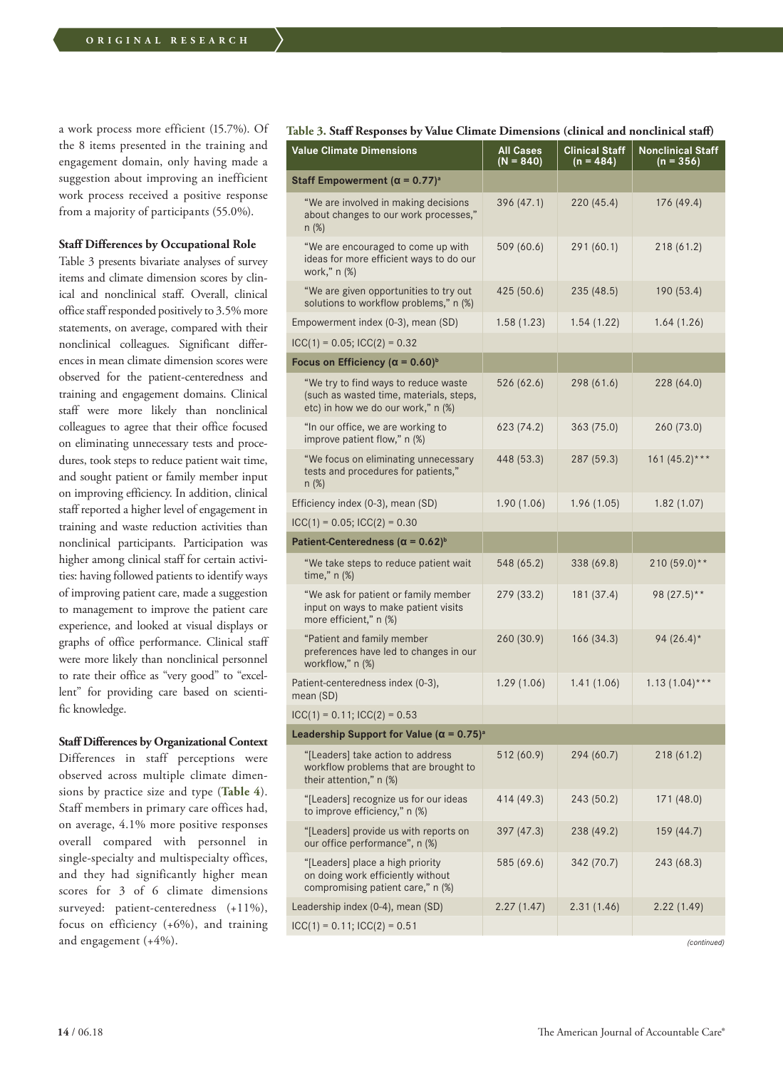a work process more efficient (15.7%). Of the 8 items presented in the training and engagement domain, only having made a suggestion about improving an inefficient work process received a positive response from a majority of participants (55.0%).

### Staff Differences by Occupational Role

Table 3 presents bivariate analyses of survey items and climate dimension scores by clinical and nonclinical staff. Overall, clinical office staff responded positively to 3.5% more statements, on average, compared with their nonclinical colleagues. Significant differences in mean climate dimension scores were observed for the patient-centeredness and training and engagement domains. Clinical staff were more likely than nonclinical colleagues to agree that their office focused on eliminating unnecessary tests and procedures, took steps to reduce patient wait time, and sought patient or family member input on improving efficiency. In addition, clinical staff reported a higher level of engagement in training and waste reduction activities than nonclinical participants. Participation was higher among clinical staff for certain activities: having followed patients to identify ways of improving patient care, made a suggestion to management to improve the patient care experience, and looked at visual displays or graphs of office performance. Clinical staff were more likely than nonclinical personnel to rate their office as "very good" to "excellent" for providing care based on scientific knowledge.

### Staff Differences by Organizational Context

Differences in staff perceptions were observed across multiple climate dimensions by practice size and type (**Table 4**). Staff members in primary care offices had, on average, 4.1% more positive responses overall compared with personnel in single-specialty and multispecialty offices, and they had significantly higher mean scores for 3 of 6 climate dimensions surveyed: patient-centeredness (+11%), focus on efficiency (+6%), and training and engagement (+4%).

**Table 3. Staff Responses by Value Climate Dimensions (clinical and nonclinical staff)**

| Value Climate Dimensions | All Cases (N = 840) | Clinical Staff (n = 484) | Nonclinical Staff (n = 356) |
|---|---|---|---|
| **Staff Empowerment (α = 0.77)[a]** | | | |
| "We are involved in making decisions about changes to our work processes," n (%) | 396 (47.1) | 220 (45.4) | 176 (49.4) |
| "We are encouraged to come up with ideas for more efficient ways to do our work," n (%) | 509 (60.6) | 291 (60.1) | 218 (61.2) |
| "We are given opportunities to try out solutions to workflow problems," n (%) | 425 (50.6) | 235 (48.5) | 190 (53.4) |
| Empowerment index (0-3), mean (SD) | 1.58 (1.23) | 1.54 (1.22) | 1.64 (1.26) |
| ICC(1) = 0.05; ICC(2) = 0.32 | | | |
| **Focus on Efficiency (α = 0.60)[b]** | | | |
| "We try to find ways to reduce waste (such as wasted time, materials, steps, etc) in how we do our work," n (%) | 526 (62.6) | 298 (61.6) | 228 (64.0) |
| "In our office, we are working to improve patient flow," n (%) | 623 (74.2) | 363 (75.0) | 260 (73.0) |
| "We focus on eliminating unnecessary tests and procedures for patients," n (%) | 448 (53.3) | 287 (59.3) | 161 (45.2)*** |
| Efficiency index (0-3), mean (SD) | 1.90 (1.06) | 1.96 (1.05) | 1.82 (1.07) |
| ICC(1) = 0.05; ICC(2) = 0.30 | | | |
| **Patient-Centeredness (α = 0.62)[b]** | | | |
| "We take steps to reduce patient wait time," n (%) | 548 (65.2) | 338 (69.8) | 210 (59.0)** |
| "We ask for patient or family member input on ways to make patient visits more efficient," n (%) | 279 (33.2) | 181 (37.4) | 98 (27.5)** |
| "Patient and family member preferences have led to changes in our workflow," n (%) | 260 (30.9) | 166 (34.3) | 94 (26.4)* |
| Patient-centeredness index (0-3), mean (SD) | 1.29 (1.06) | 1.41 (1.06) | 1.13 (1.04)*** |
| ICC(1) = 0.11; ICC(2) = 0.53 | | | |
| **Leadership Support for Value (α = 0.75)[a]** | | | |
| "[Leaders] take action to address workflow problems that are brought to their attention," n (%) | 512 (60.9) | 294 (60.7) | 218 (61.2) |
| "[Leaders] recognize us for our ideas to improve efficiency," n (%) | 414 (49.3) | 243 (50.2) | 171 (48.0) |
| "[Leaders] provide us with reports on our office performance", n (%) | 397 (47.3) | 238 (49.2) | 159 (44.7) |
| "[Leaders] place a high priority on doing work efficiently without compromising patient care," n (%) | 585 (69.6) | 342 (70.7) | 243 (68.3) |
| Leadership index (0-4), mean (SD) | 2.27 (1.47) | 2.31 (1.46) | 2.22 (1.49) |
| ICC(1) = 0.11; ICC(2) = 0.51 | | | |

*(continued)*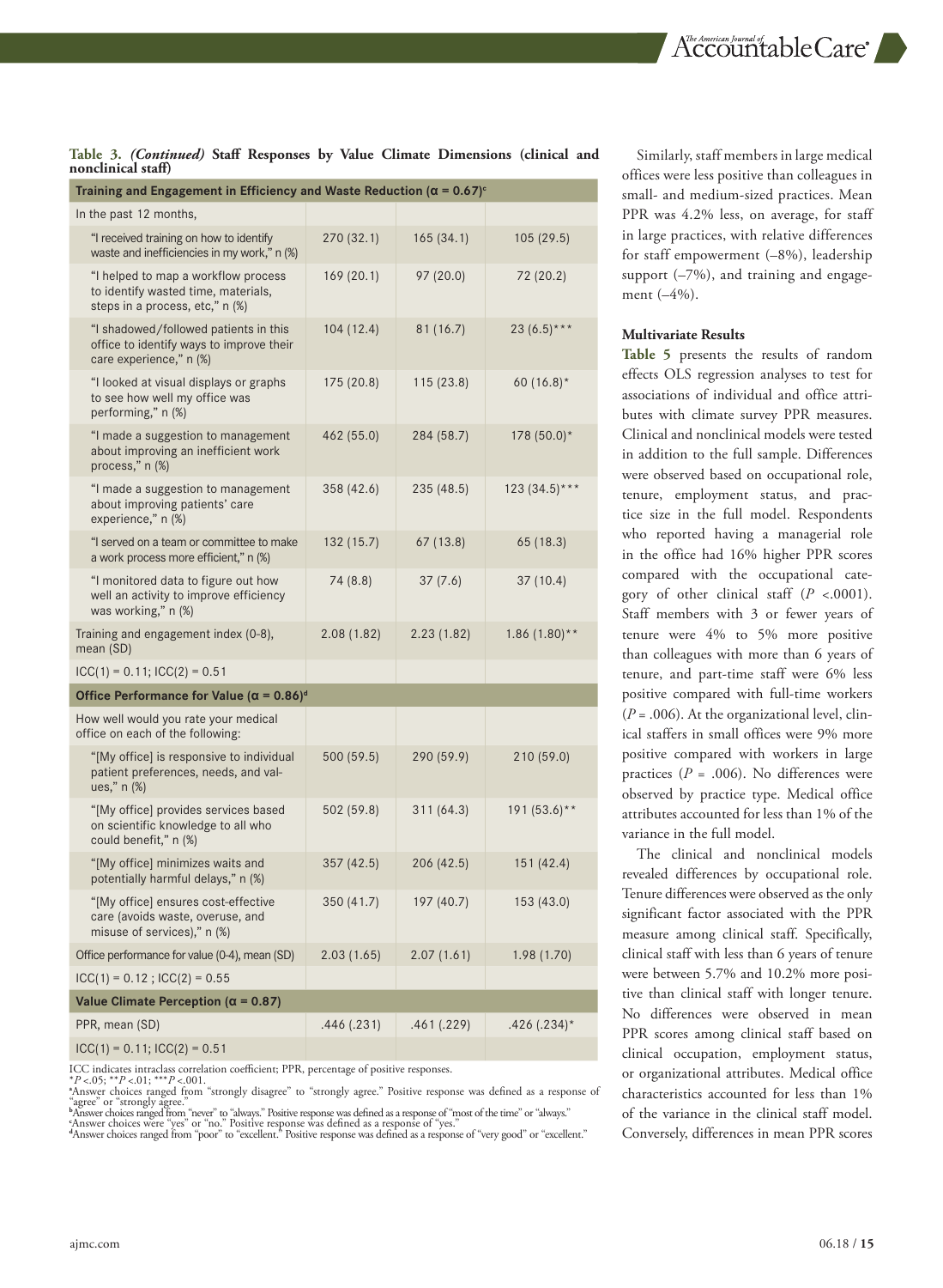**Table 3.** ***(Continued)*** **Staff Responses by Value Climate Dimensions (clinical and nonclinical staff)**

| | | | |
|---|---|---|---|
| **Training and Engagement in Efficiency and Waste Reduction (α = 0.67)[c]** | | | |
| In the past 12 months, | | | |
| "I received training on how to identify waste and inefficiencies in my work," n (%) | 270 (32.1) | 165 (34.1) | 105 (29.5) |
| "I helped to map a workflow process to identify wasted time, materials, steps in a process, etc," n (%) | 169 (20.1) | 97 (20.0) | 72 (20.2) |
| "I shadowed/followed patients in this office to identify ways to improve their care experience," n (%) | 104 (12.4) | 81 (16.7) | 23 (6.5)*** |
| "I looked at visual displays or graphs to see how well my office was performing," n (%) | 175 (20.8) | 115 (23.8) | 60 (16.8)* |
| "I made a suggestion to management about improving an inefficient work process," n (%) | 462 (55.0) | 284 (58.7) | 178 (50.0)* |
| "I made a suggestion to management about improving patients' care experience," n (%) | 358 (42.6) | 235 (48.5) | 123 (34.5)*** |
| "I served on a team or committee to make a work process more efficient," n (%) | 132 (15.7) | 67 (13.8) | 65 (18.3) |
| "I monitored data to figure out how well an activity to improve efficiency was working," n (%) | 74 (8.8) | 37 (7.6) | 37 (10.4) |
| Training and engagement index (0-8), mean (SD) | 2.08 (1.82) | 2.23 (1.82) | 1.86 (1.80)** |
| ICC(1) = 0.11; ICC(2) = 0.51 | | | |
| **Office Performance for Value (α = 0.86)[d]** | | | |
| How well would you rate your medical office on each of the following: | | | |
| "[My office] is responsive to individual patient preferences, needs, and values," n (%) | 500 (59.5) | 290 (59.9) | 210 (59.0) |
| "[My office] provides services based on scientific knowledge to all who could benefit," n (%) | 502 (59.8) | 311 (64.3) | 191 (53.6)** |
| "[My office] minimizes waits and potentially harmful delays," n (%) | 357 (42.5) | 206 (42.5) | 151 (42.4) |
| "[My office] ensures cost-effective care (avoids waste, overuse, and misuse of services)," n (%) | 350 (41.7) | 197 (40.7) | 153 (43.0) |
| Office performance for value (0-4), mean (SD) | 2.03 (1.65) | 2.07 (1.61) | 1.98 (1.70) |
| ICC(1) = 0.12 ; ICC(2) = 0.55 | | | |
| **Value Climate Perception (α = 0.87)** | | | |
| PPR, mean (SD) | .446 (.231) | .461 (.229) | .426 (.234)* |
| ICC(1) = 0.11; ICC(2) = 0.51 | | | |

ICC indicates intraclass correlation coefficient; PPR, percentage of positive responses.
*$P$ <.05; **$P$ <.01; ***$P$ <.001.
[a]Answer choices ranged from "strongly disagree" to "strongly agree." Positive response was defined as a response of "agree" or "strongly agree."
[b]Answer choices ranged from "never" to "always." Positive response was defined as a response of "most of the time" or "always."
[c]Answer choices were "yes" or "no." Positive response was defined as a response of "yes."
[d]Answer choices ranged from "poor" to "excellent." Positive response was defined as a response of "very good" or "excellent."

Similarly, staff members in large medical offices were less positive than colleagues in small- and medium-sized practices. Mean PPR was 4.2% less, on average, for staff in large practices, with relative differences for staff empowerment (–8%), leadership support (–7%), and training and engagement (–4%).

### Multivariate Results

**Table 5** presents the results of random effects OLS regression analyses to test for associations of individual and office attributes with climate survey PPR measures. Clinical and nonclinical models were tested in addition to the full sample. Differences were observed based on occupational role, tenure, employment status, and practice size in the full model. Respondents who reported having a managerial role in the office had 16% higher PPR scores compared with the occupational category of other clinical staff ($P$ <.0001). Staff members with 3 or fewer years of tenure were 4% to 5% more positive than colleagues with more than 6 years of tenure, and part-time staff were 6% less positive compared with full-time workers ($P$ = .006). At the organizational level, clinical staffers in small offices were 9% more positive compared with workers in large practices ($P$ = .006). No differences were observed by practice type. Medical office attributes accounted for less than 1% of the variance in the full model.

The clinical and nonclinical models revealed differences by occupational role. Tenure differences were observed as the only significant factor associated with the PPR measure among clinical staff. Specifically, clinical staff with less than 6 years of tenure were between 5.7% and 10.2% more positive than clinical staff with longer tenure. No differences were observed in mean PPR scores among clinical staff based on clinical occupation, employment status, or organizational attributes. Medical office characteristics accounted for less than 1% of the variance in the clinical staff model. Conversely, differences in mean PPR scores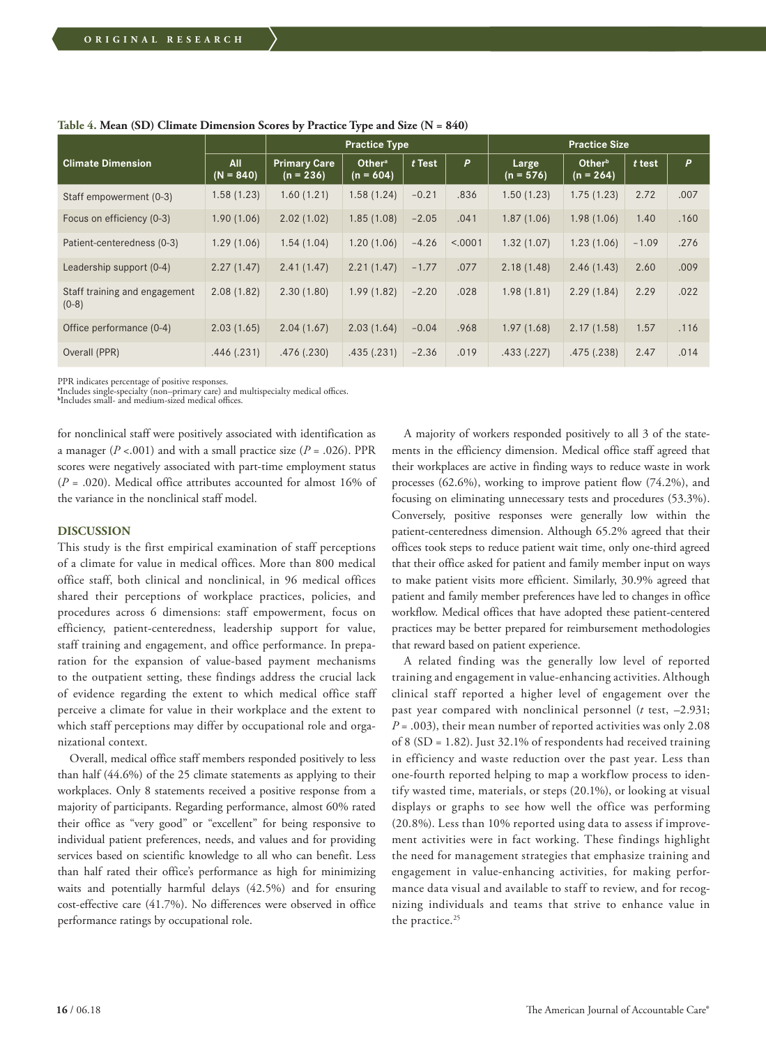**Table 4. Mean (SD) Climate Dimension Scores by Practice Type and Size (N = 840)**

| Climate Dimension | All (N = 840) | Practice Type | | | | Practice Size | | | |
|---|---|---|---|---|---|---|---|---|---|
| | | Primary Care (n = 236) | Other[a] (n = 604) | *t* Test | *P* | Large (n = 576) | Other[b] (n = 264) | *t* test | *P* |
| Staff empowerment (0-3) | 1.58 (1.23) | 1.60 (1.21) | 1.58 (1.24) | −0.21 | .836 | 1.50 (1.23) | 1.75 (1.23) | 2.72 | .007 |
| Focus on efficiency (0-3) | 1.90 (1.06) | 2.02 (1.02) | 1.85 (1.08) | −2.05 | .041 | 1.87 (1.06) | 1.98 (1.06) | 1.40 | .160 |
| Patient-centeredness (0-3) | 1.29 (1.06) | 1.54 (1.04) | 1.20 (1.06) | −4.26 | <.0001 | 1.32 (1.07) | 1.23 (1.06) | −1.09 | .276 |
| Leadership support (0-4) | 2.27 (1.47) | 2.41 (1.47) | 2.21 (1.47) | −1.77 | .077 | 2.18 (1.48) | 2.46 (1.43) | 2.60 | .009 |
| Staff training and engagement (0-8) | 2.08 (1.82) | 2.30 (1.80) | 1.99 (1.82) | −2.20 | .028 | 1.98 (1.81) | 2.29 (1.84) | 2.29 | .022 |
| Office performance (0-4) | 2.03 (1.65) | 2.04 (1.67) | 2.03 (1.64) | −0.04 | .968 | 1.97 (1.68) | 2.17 (1.58) | 1.57 | .116 |
| Overall (PPR) | .446 (.231) | .476 (.230) | .435 (.231) | −2.36 | .019 | .433 (.227) | .475 (.238) | 2.47 | .014 |

PPR indicates percentage of positive responses.
[a]Includes single-specialty (non–primary care) and multispecialty medical offices.
[b]Includes small- and medium-sized medical offices.

for nonclinical staff were positively associated with identification as a manager ($P$ <.001) and with a small practice size ($P$ = .026). PPR scores were negatively associated with part-time employment status ($P$ = .020). Medical office attributes accounted for almost 16% of the variance in the nonclinical staff model.

## DISCUSSION

This study is the first empirical examination of staff perceptions of a climate for value in medical offices. More than 800 medical office staff, both clinical and nonclinical, in 96 medical offices shared their perceptions of workplace practices, policies, and procedures across 6 dimensions: staff empowerment, focus on efficiency, patient-centeredness, leadership support for value, staff training and engagement, and office performance. In preparation for the expansion of value-based payment mechanisms to the outpatient setting, these findings address the crucial lack of evidence regarding the extent to which medical office staff perceive a climate for value in their workplace and the extent to which staff perceptions may differ by occupational role and organizational context.

Overall, medical office staff members responded positively to less than half (44.6%) of the 25 climate statements as applying to their workplaces. Only 8 statements received a positive response from a majority of participants. Regarding performance, almost 60% rated their office as "very good" or "excellent" for being responsive to individual patient preferences, needs, and values and for providing services based on scientific knowledge to all who can benefit. Less than half rated their office's performance as high for minimizing waits and potentially harmful delays (42.5%) and for ensuring cost-effective care (41.7%). No differences were observed in office performance ratings by occupational role.

A majority of workers responded positively to all 3 of the statements in the efficiency dimension. Medical office staff agreed that their workplaces are active in finding ways to reduce waste in work processes (62.6%), working to improve patient flow (74.2%), and focusing on eliminating unnecessary tests and procedures (53.3%). Conversely, positive responses were generally low within the patient-centeredness dimension. Although 65.2% agreed that their offices took steps to reduce patient wait time, only one-third agreed that their office asked for patient and family member input on ways to make patient visits more efficient. Similarly, 30.9% agreed that patient and family member preferences have led to changes in office workflow. Medical offices that have adopted these patient-centered practices may be better prepared for reimbursement methodologies that reward based on patient experience.

A related finding was the generally low level of reported training and engagement in value-enhancing activities. Although clinical staff reported a higher level of engagement over the past year compared with nonclinical personnel ($t$ test, –2.931; $P$ = .003), their mean number of reported activities was only 2.08 of 8 (SD = 1.82). Just 32.1% of respondents had received training in efficiency and waste reduction over the past year. Less than one-fourth reported helping to map a workflow process to identify wasted time, materials, or steps (20.1%), or looking at visual displays or graphs to see how well the office was performing (20.8%). Less than 10% reported using data to assess if improvement activities were in fact working. These findings highlight the need for management strategies that emphasize training and engagement in value-enhancing activities, for making performance data visual and available to staff to review, and for recognizing individuals and teams that strive to enhance value in the practice.[25]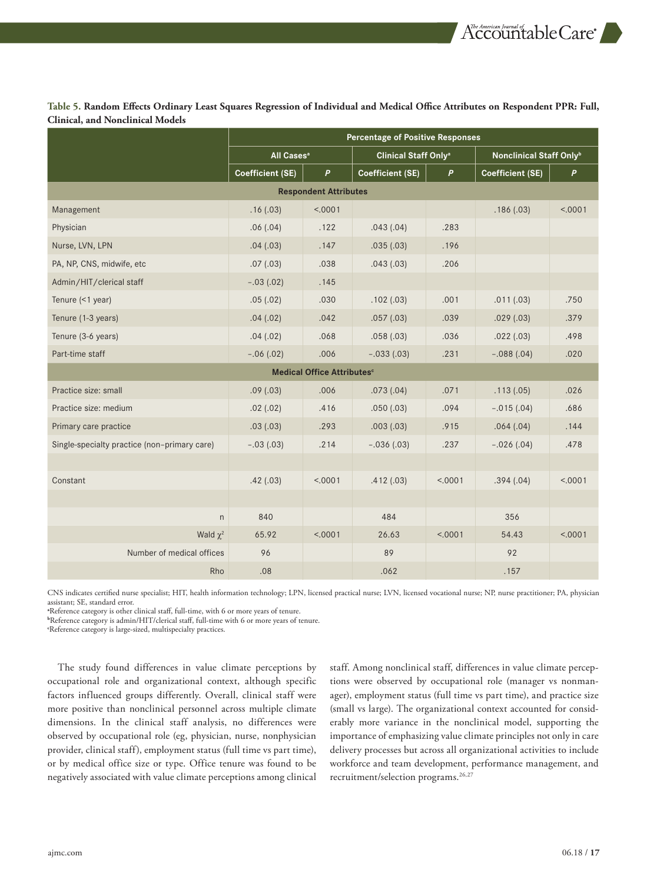**Table 5. Random Effects Ordinary Least Squares Regression of Individual and Medical Office Attributes on Respondent PPR: Full, Clinical, and Nonclinical Models**

| | Percentage of Positive Responses | | | | | |
|---|---|---|---|---|---|---|
| | All Cases[a] | | Clinical Staff Only[a] | | Nonclinical Staff Only[b] | |
| | Coefficient (SE) | P | Coefficient (SE) | P | Coefficient (SE) | P |
| **Respondent Attributes** | | | | | | |
| Management | .16 (.03) | <.0001 | | | .186 (.03) | <.0001 |
| Physician | .06 (.04) | .122 | .043 (.04) | .283 | | |
| Nurse, LVN, LPN | .04 (.03) | .147 | .035 (.03) | .196 | | |
| PA, NP, CNS, midwife, etc | .07 (.03) | .038 | .043 (.03) | .206 | | |
| Admin/HIT/clerical staff | −.03 (.02) | .145 | | | | |
| Tenure (<1 year) | .05 (.02) | .030 | .102 (.03) | .001 | .011 (.03) | .750 |
| Tenure (1-3 years) | .04 (.02) | .042 | .057 (.03) | .039 | .029 (.03) | .379 |
| Tenure (3-6 years) | .04 (.02) | .068 | .058 (.03) | .036 | .022 (.03) | .498 |
| Part-time staff | −.06 (.02) | .006 | −.033 (.03) | .231 | −.088 (.04) | .020 |
| **Medical Office Attributes[c]** | | | | | | |
| Practice size: small | .09 (.03) | .006 | .073 (.04) | .071 | .113 (.05) | .026 |
| Practice size: medium | .02 (.02) | .416 | .050 (.03) | .094 | −.015 (.04) | .686 |
| Primary care practice | .03 (.03) | .293 | .003 (.03) | .915 | .064 (.04) | .144 |
| Single-specialty practice (non–primary care) | −.03 (.03) | .214 | −.036 (.03) | .237 | −.026 (.04) | .478 |
| | | | | | | |
| Constant | .42 (.03) | <.0001 | .412 (.03) | <.0001 | .394 (.04) | <.0001 |
| | | | | | | |
| n | 840 | | 484 | | 356 | |
| Wald $\chi^2$ | 65.92 | <.0001 | 26.63 | <.0001 | 54.43 | <.0001 |
| Number of medical offices | 96 | | 89 | | 92 | |
| Rho | .08 | | .062 | | .157 | |

CNS indicates certified nurse specialist; HIT, health information technology; LPN, licensed practical nurse; LVN, licensed vocational nurse; NP, nurse practitioner; PA, physician assistant; SE, standard error.
[a]Reference category is other clinical staff, full-time, with 6 or more years of tenure.
[b]Reference category is admin/HIT/clerical staff, full-time with 6 or more years of tenure.
[c]Reference category is large-sized, multispecialty practices.

The study found differences in value climate perceptions by occupational role and organizational context, although specific factors influenced groups differently. Overall, clinical staff were more positive than nonclinical personnel across multiple climate dimensions. In the clinical staff analysis, no differences were observed by occupational role (eg, physician, nurse, nonphysician provider, clinical staff), employment status (full time vs part time), or by medical office size or type. Office tenure was found to be negatively associated with value climate perceptions among clinical staff. Among nonclinical staff, differences in value climate perceptions were observed by occupational role (manager vs nonmanager), employment status (full time vs part time), and practice size (small vs large). The organizational context accounted for considerably more variance in the nonclinical model, supporting the importance of emphasizing value climate principles not only in care delivery processes but across all organizational activities to include workforce and team development, performance management, and recruitment/selection programs.[26,27]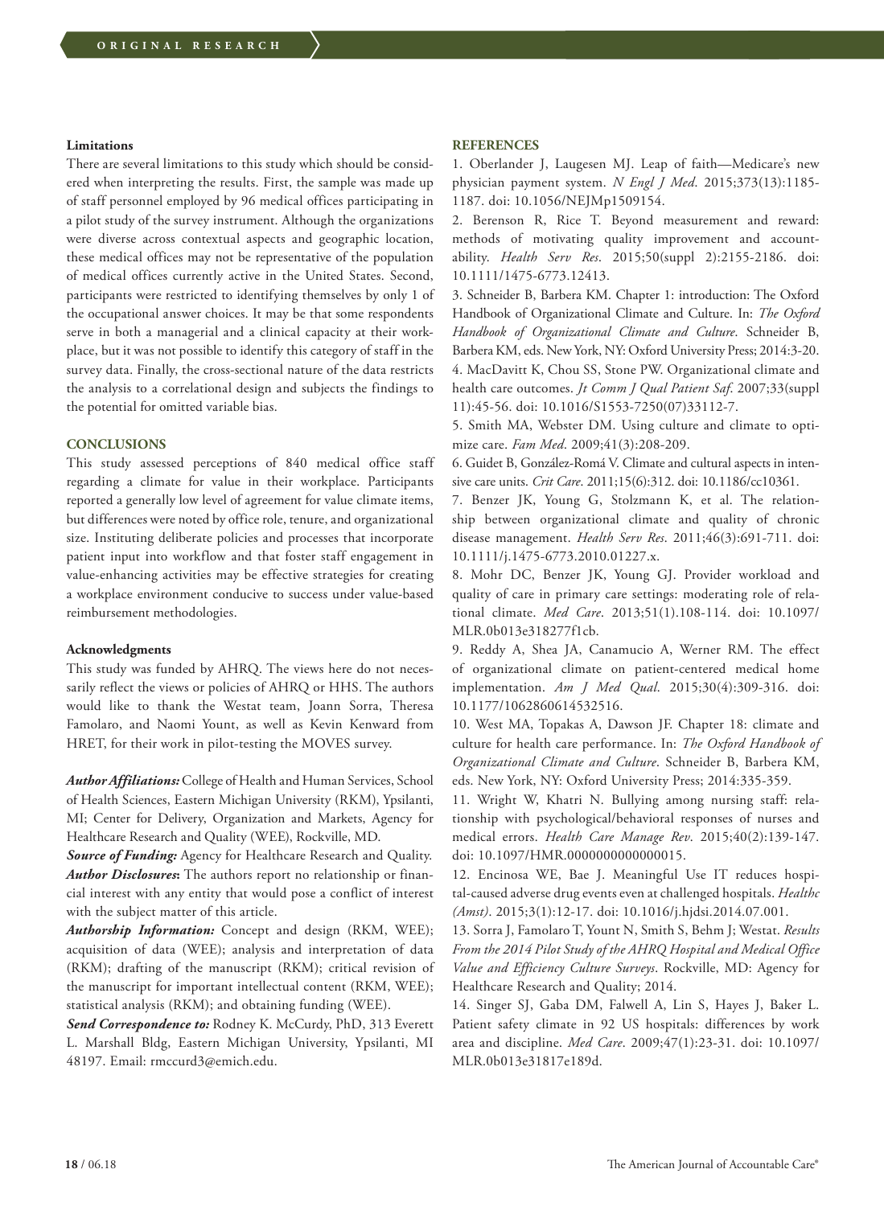### Limitations

There are several limitations to this study which should be considered when interpreting the results. First, the sample was made up of staff personnel employed by 96 medical offices participating in a pilot study of the survey instrument. Although the organizations were diverse across contextual aspects and geographic location, these medical offices may not be representative of the population of medical offices currently active in the United States. Second, participants were restricted to identifying themselves by only 1 of the occupational answer choices. It may be that some respondents serve in both a managerial and a clinical capacity at their workplace, but it was not possible to identify this category of staff in the survey data. Finally, the cross-sectional nature of the data restricts the analysis to a correlational design and subjects the findings to the potential for omitted variable bias.

## CONCLUSIONS

This study assessed perceptions of 840 medical office staff regarding a climate for value in their workplace. Participants reported a generally low level of agreement for value climate items, but differences were noted by office role, tenure, and organizational size. Instituting deliberate policies and processes that incorporate patient input into workflow and that foster staff engagement in value-enhancing activities may be effective strategies for creating a workplace environment conducive to success under value-based reimbursement methodologies.

### Acknowledgments

This study was funded by AHRQ. The views here do not necessarily reflect the views or policies of AHRQ or HHS. The authors would like to thank the Westat team, Joann Sorra, Theresa Famolaro, and Naomi Yount, as well as Kevin Kenward from HRET, for their work in pilot-testing the MOVES survey.

***Author Affiliations:*** College of Health and Human Services, School of Health Sciences, Eastern Michigan University (RKM), Ypsilanti, MI; Center for Delivery, Organization and Markets, Agency for Healthcare Research and Quality (WEE), Rockville, MD.

***Source of Funding:*** Agency for Healthcare Research and Quality.

***Author Disclosures*:** The authors report no relationship or financial interest with any entity that would pose a conflict of interest with the subject matter of this article.

***Authorship Information:*** Concept and design (RKM, WEE); acquisition of data (WEE); analysis and interpretation of data (RKM); drafting of the manuscript (RKM); critical revision of the manuscript for important intellectual content (RKM, WEE); statistical analysis (RKM); and obtaining funding (WEE).

***Send Correspondence to:*** Rodney K. McCurdy, PhD, 313 Everett L. Marshall Bldg, Eastern Michigan University, Ypsilanti, MI 48197. Email: rmccurd3@emich.edu.

## REFERENCES

1. Oberlander J, Laugesen MJ. Leap of faith—Medicare's new physician payment system. *N Engl J Med*. 2015;373(13):1185-1187. doi: 10.1056/NEJMp1509154.
2. Berenson R, Rice T. Beyond measurement and reward: methods of motivating quality improvement and accountability. *Health Serv Res*. 2015;50(suppl 2):2155-2186. doi: 10.1111/1475-6773.12413.
3. Schneider B, Barbera KM. Chapter 1: introduction: The Oxford Handbook of Organizational Climate and Culture. In: *The Oxford Handbook of Organizational Climate and Culture*. Schneider B, Barbera KM, eds. New York, NY: Oxford University Press; 2014:3-20.
4. MacDavitt K, Chou SS, Stone PW. Organizational climate and health care outcomes. *Jt Comm J Qual Patient Saf*. 2007;33(suppl 11):45-56. doi: 10.1016/S1553-7250(07)33112-7.
5. Smith MA, Webster DM. Using culture and climate to optimize care. *Fam Med*. 2009;41(3):208-209.
6. Guidet B, González-Romá V. Climate and cultural aspects in intensive care units. *Crit Care*. 2011;15(6):312. doi: 10.1186/cc10361.
7. Benzer JK, Young G, Stolzmann K, et al. The relationship between organizational climate and quality of chronic disease management. *Health Serv Res*. 2011;46(3):691-711. doi: 10.1111/j.1475-6773.2010.01227.x.
8. Mohr DC, Benzer JK, Young GJ. Provider workload and quality of care in primary care settings: moderating role of relational climate. *Med Care*. 2013;51(1).108-114. doi: 10.1097/MLR.0b013e318277f1cb.
9. Reddy A, Shea JA, Canamucio A, Werner RM. The effect of organizational climate on patient-centered medical home implementation. *Am J Med Qual*. 2015;30(4):309-316. doi: 10.1177/1062860614532516.
10. West MA, Topakas A, Dawson JF. Chapter 18: climate and culture for health care performance. In: *The Oxford Handbook of Organizational Climate and Culture*. Schneider B, Barbera KM, eds. New York, NY: Oxford University Press; 2014:335-359.
11. Wright W, Khatri N. Bullying among nursing staff: relationship with psychological/behavioral responses of nurses and medical errors. *Health Care Manage Rev*. 2015;40(2):139-147. doi: 10.1097/HMR.0000000000000015.
12. Encinosa WE, Bae J. Meaningful Use IT reduces hospital-caused adverse drug events even at challenged hospitals. *Healthc (Amst)*. 2015;3(1):12-17. doi: 10.1016/j.hjdsi.2014.07.001.
13. Sorra J, Famolaro T, Yount N, Smith S, Behm J; Westat. *Results From the 2014 Pilot Study of the AHRQ Hospital and Medical Office Value and Efficiency Culture Surveys*. Rockville, MD: Agency for Healthcare Research and Quality; 2014.
14. Singer SJ, Gaba DM, Falwell A, Lin S, Hayes J, Baker L. Patient safety climate in 92 US hospitals: differences by work area and discipline. *Med Care*. 2009;47(1):23-31. doi: 10.1097/MLR.0b013e31817e189d.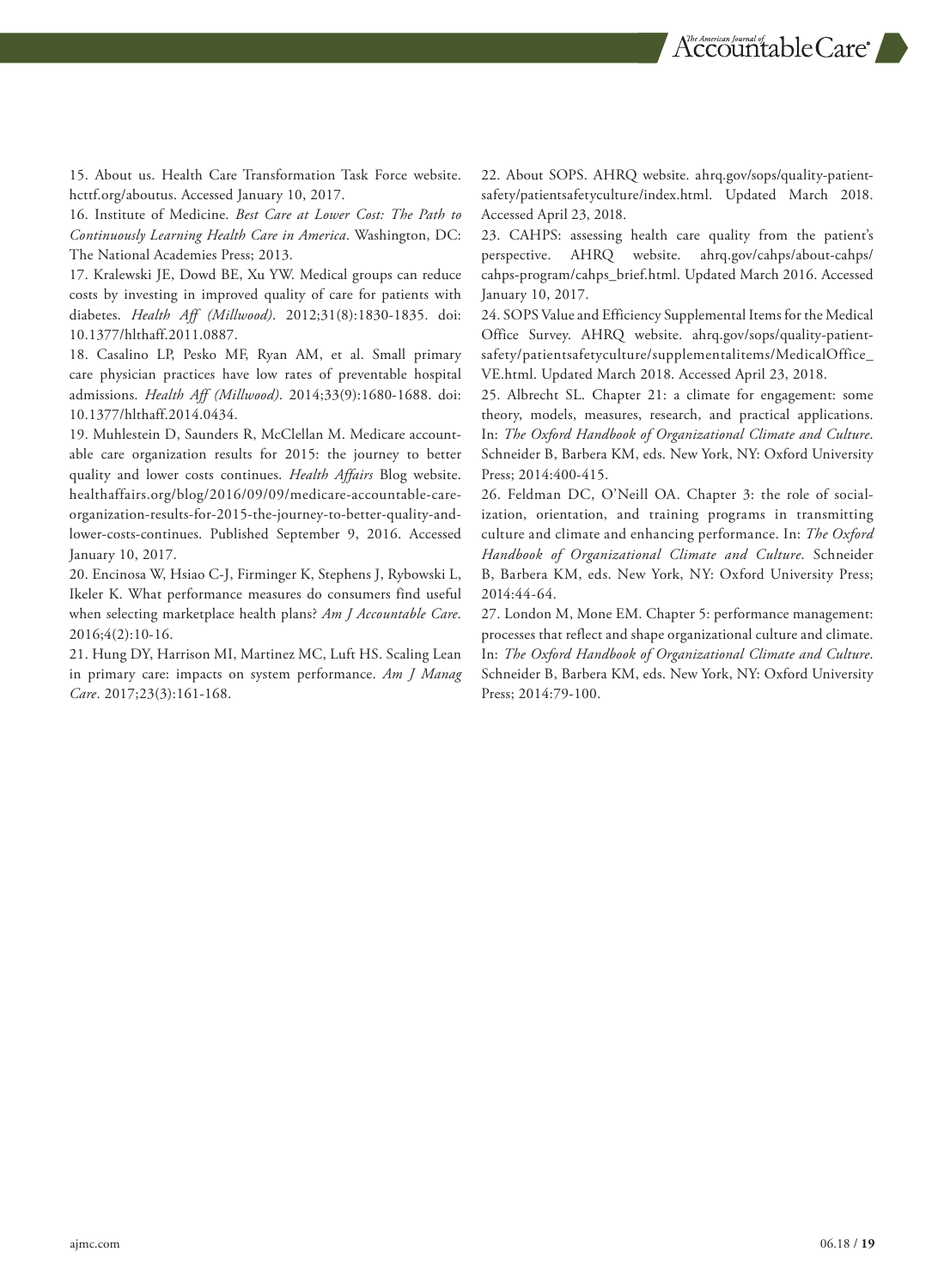15. About us. Health Care Transformation Task Force website. hcttf.org/aboutus. Accessed January 10, 2017.

16. Institute of Medicine. *Best Care at Lower Cost: The Path to Continuously Learning Health Care in America*. Washington, DC: The National Academies Press; 2013.

17. Kralewski JE, Dowd BE, Xu YW. Medical groups can reduce costs by investing in improved quality of care for patients with diabetes. *Health Aff (Millwood)*. 2012;31(8):1830-1835. doi: 10.1377/hlthaff.2011.0887.

18. Casalino LP, Pesko MF, Ryan AM, et al. Small primary care physician practices have low rates of preventable hospital admissions. *Health Aff (Millwood)*. 2014;33(9):1680-1688. doi: 10.1377/hlthaff.2014.0434.

19. Muhlestein D, Saunders R, McClellan M. Medicare accountable care organization results for 2015: the journey to better quality and lower costs continues. *Health Affairs* Blog website. healthaffairs.org/blog/2016/09/09/medicare-accountable-care-organization-results-for-2015-the-journey-to-better-quality-and-lower-costs-continues. Published September 9, 2016. Accessed January 10, 2017.

20. Encinosa W, Hsiao C-J, Firminger K, Stephens J, Rybowski L, Ikeler K. What performance measures do consumers find useful when selecting marketplace health plans? *Am J Accountable Care*. 2016;4(2):10-16.

21. Hung DY, Harrison MI, Martinez MC, Luft HS. Scaling Lean in primary care: impacts on system performance. *Am J Manag Care*. 2017;23(3):161-168.

22. About SOPS. AHRQ website. ahrq.gov/sops/quality-patient-safety/patientsafetyculture/index.html. Updated March 2018. Accessed April 23, 2018.

23. CAHPS: assessing health care quality from the patient's perspective. AHRQ website. ahrq.gov/cahps/about-cahps/cahps-program/cahps_brief.html. Updated March 2016. Accessed January 10, 2017.

24. SOPS Value and Efficiency Supplemental Items for the Medical Office Survey. AHRQ website. ahrq.gov/sops/quality-patient-safety/patientsafetyculture/supplementalitems/MedicalOffice_VE.html. Updated March 2018. Accessed April 23, 2018.

25. Albrecht SL. Chapter 21: a climate for engagement: some theory, models, measures, research, and practical applications. In: *The Oxford Handbook of Organizational Climate and Culture*. Schneider B, Barbera KM, eds. New York, NY: Oxford University Press; 2014:400-415.

26. Feldman DC, O'Neill OA. Chapter 3: the role of socialization, orientation, and training programs in transmitting culture and climate and enhancing performance. In: *The Oxford Handbook of Organizational Climate and Culture*. Schneider B, Barbera KM, eds. New York, NY: Oxford University Press; 2014:44-64.

27. London M, Mone EM. Chapter 5: performance management: processes that reflect and shape organizational culture and climate. In: *The Oxford Handbook of Organizational Climate and Culture*. Schneider B, Barbera KM, eds. New York, NY: Oxford University Press; 2014:79-100.